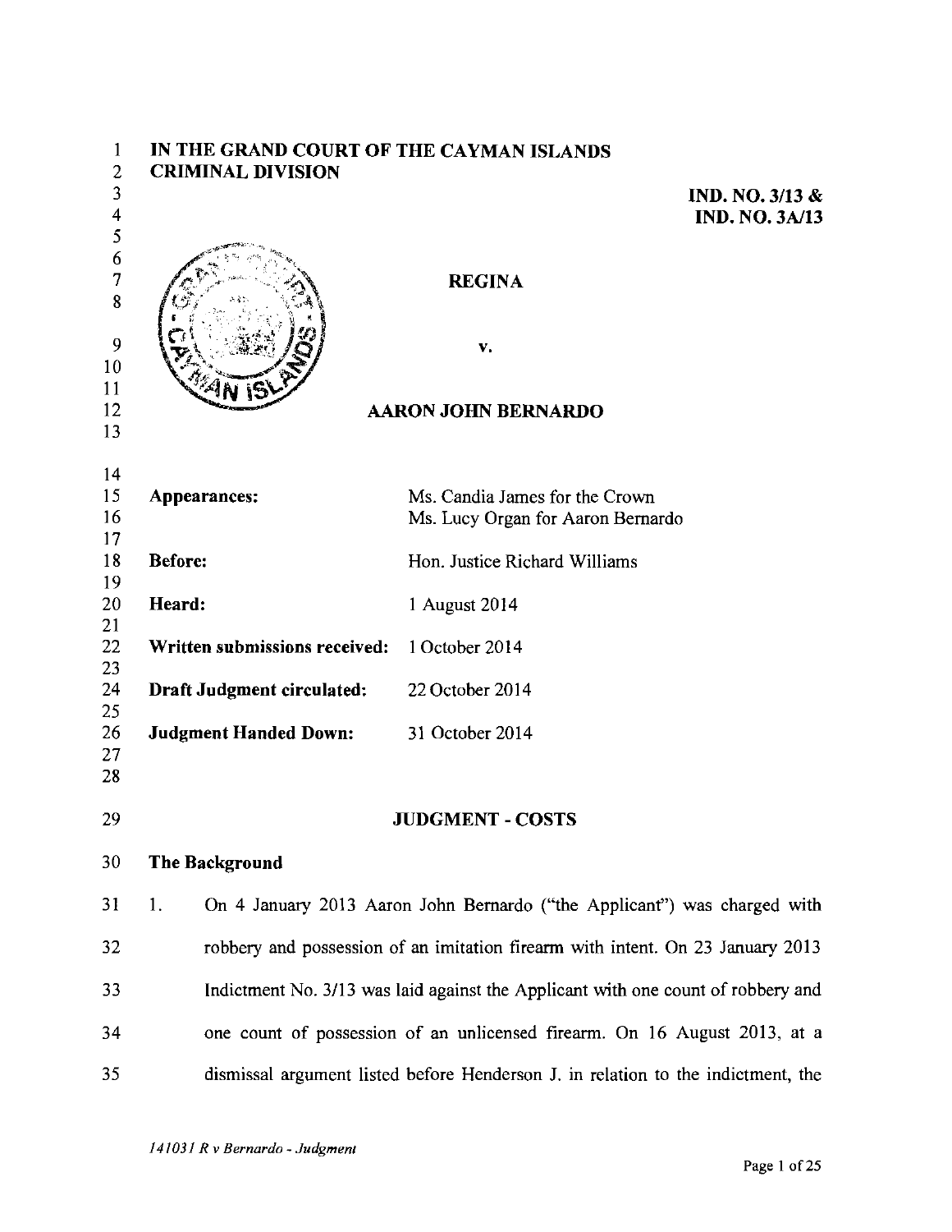**IN THE GRAND COURT OF THE CAYMAN ISLANDS**
**CRIMINAL DIVISION**

**IND. NO. 3/13 &**
**IND. NO. 3A/13**

**REGINA**

**v.**

**AARON JOHN BERNARDO**

| | |
|---|---|
| **Appearances:** | Ms. Candia James for the Crown<br>Ms. Lucy Organ for Aaron Bernardo |
| **Before:** | Hon. Justice Richard Williams |
| **Heard:** | 1 August 2014 |
| **Written submissions received:** | 1 October 2014 |
| **Draft Judgment circulated:** | 22 October 2014 |
| **Judgment Handed Down:** | 31 October 2014 |

## JUDGMENT - COSTS

### The Background

1. On 4 January 2013 Aaron John Bernardo ("the Applicant") was charged with robbery and possession of an imitation firearm with intent. On 23 January 2013 Indictment No. 3/13 was laid against the Applicant with one count of robbery and one count of possession of an unlicensed firearm. On 16 August 2013, at a dismissal argument listed before Henderson J. in relation to the indictment, the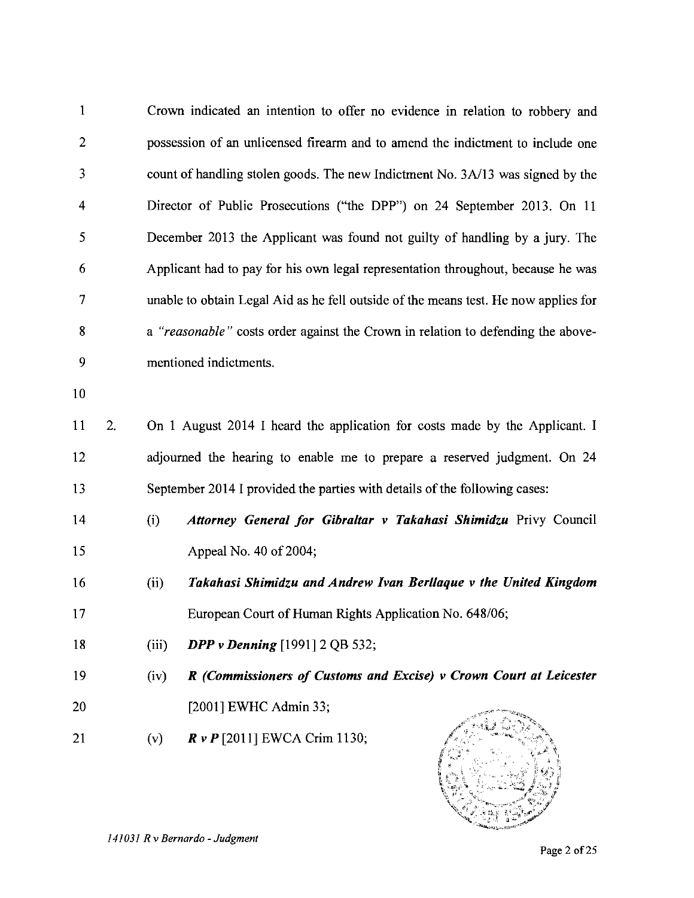Crown indicated an intention to offer no evidence in relation to robbery and possession of an unlicensed firearm and to amend the indictment to include one count of handling stolen goods. The new Indictment No. 3A/13 was signed by the Director of Public Prosecutions ("the DPP") on 24 September 2013. On 11 December 2013 the Applicant was found not guilty of handling by a jury. The Applicant had to pay for his own legal representation throughout, because he was unable to obtain Legal Aid as he fell outside of the means test. He now applies for a *"reasonable"* costs order against the Crown in relation to defending the above-mentioned indictments.

2. On 1 August 2014 I heard the application for costs made by the Applicant. I adjourned the hearing to enable me to prepare a reserved judgment. On 24 September 2014 I provided the parties with details of the following cases:

   (i) ***Attorney General for Gibraltar v Takahasi Shimidzu*** Privy Council Appeal No. 40 of 2004;

   (ii) ***Takahasi Shimidzu and Andrew Ivan Berllaque v the United Kingdom*** European Court of Human Rights Application No. 648/06;

   (iii) ***DPP v Denning*** [1991] 2 QB 532;

   (iv) ***R (Commissioners of Customs and Excise) v Crown Court at Leicester*** [2001] EWHC Admin 33;

   (v) ***R v P*** [2011] EWCA Crim 1130;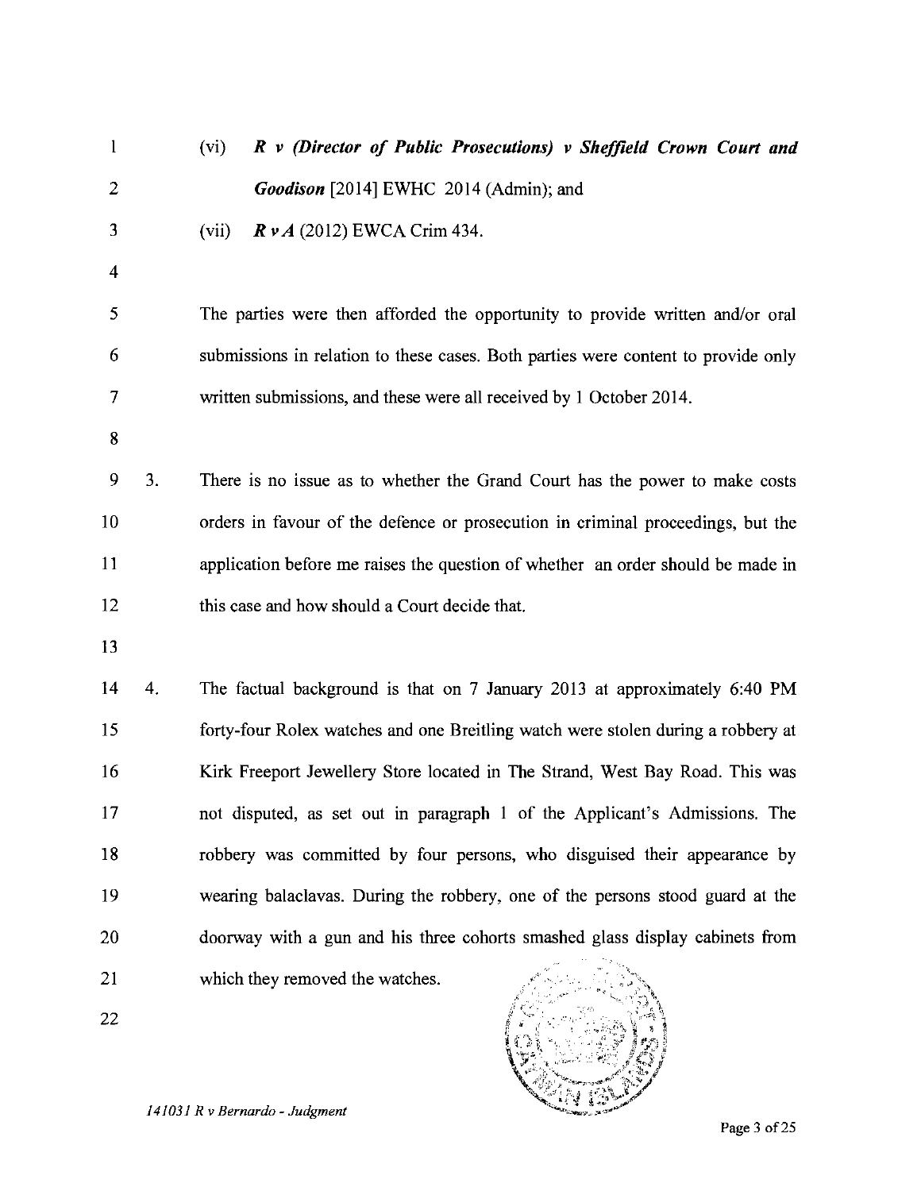(vi) ***R v (Director of Public Prosecutions) v Sheffield Crown Court and Goodison*** [2014] EWHC 2014 (Admin); and

(vii) ***R v A*** (2012) EWCA Crim 434.

The parties were then afforded the opportunity to provide written and/or oral submissions in relation to these cases. Both parties were content to provide only written submissions, and these were all received by 1 October 2014.

3. There is no issue as to whether the Grand Court has the power to make costs orders in favour of the defence or prosecution in criminal proceedings, but the application before me raises the question of whether an order should be made in this case and how should a Court decide that.

4. The factual background is that on 7 January 2013 at approximately 6:40 PM forty-four Rolex watches and one Breitling watch were stolen during a robbery at Kirk Freeport Jewellery Store located in The Strand, West Bay Road. This was not disputed, as set out in paragraph 1 of the Applicant's Admissions. The robbery was committed by four persons, who disguised their appearance by wearing balaclavas. During the robbery, one of the persons stood guard at the doorway with a gun and his three cohorts smashed glass display cabinets from which they removed the watches.

*141031 R v Bernardo - Judgment*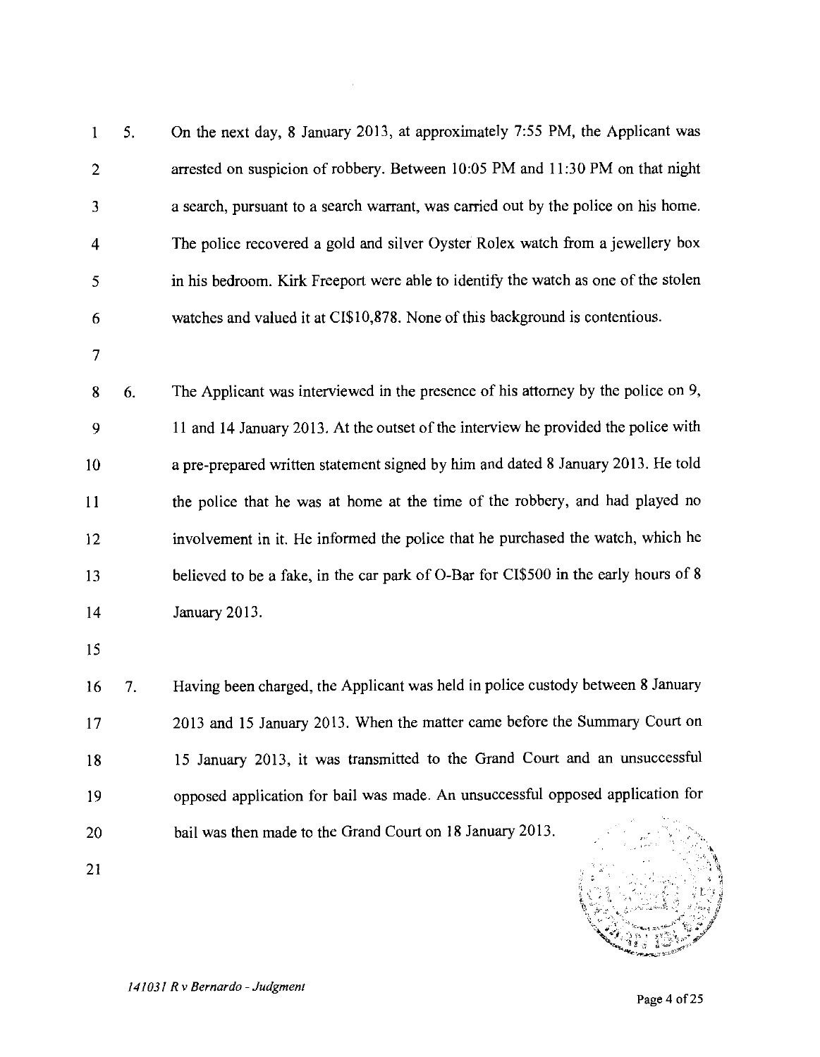5. On the next day, 8 January 2013, at approximately 7:55 PM, the Applicant was arrested on suspicion of robbery. Between 10:05 PM and 11:30 PM on that night a search, pursuant to a search warrant, was carried out by the police on his home. The police recovered a gold and silver Oyster Rolex watch from a jewellery box in his bedroom. Kirk Freeport were able to identify the watch as one of the stolen watches and valued it at CI$10,878. None of this background is contentious.

6. The Applicant was interviewed in the presence of his attorney by the police on 9, 11 and 14 January 2013. At the outset of the interview he provided the police with a pre-prepared written statement signed by him and dated 8 January 2013. He told the police that he was at home at the time of the robbery, and had played no involvement in it. He informed the police that he purchased the watch, which he believed to be a fake, in the car park of O-Bar for CI$500 in the early hours of 8 January 2013.

7. Having been charged, the Applicant was held in police custody between 8 January 2013 and 15 January 2013. When the matter came before the Summary Court on 15 January 2013, it was transmitted to the Grand Court and an unsuccessful opposed application for bail was made. An unsuccessful opposed application for bail was then made to the Grand Court on 18 January 2013.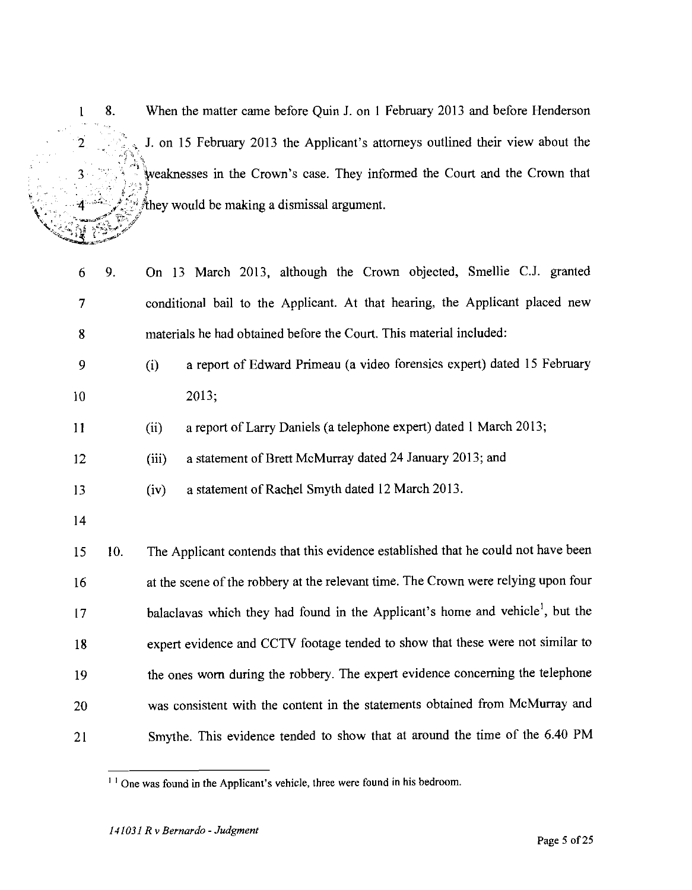8. When the matter came before Quin J. on 1 February 2013 and before Henderson J. on 15 February 2013 the Applicant's attorneys outlined their view about the weaknesses in the Crown's case. They informed the Court and the Crown that they would be making a dismissal argument.

9. On 13 March 2013, although the Crown objected, Smellie C.J. granted conditional bail to the Applicant. At that hearing, the Applicant placed new materials he had obtained before the Court. This material included:

   (i) a report of Edward Primeau (a video forensics expert) dated 15 February 2013;

   (ii) a report of Larry Daniels (a telephone expert) dated 1 March 2013;

   (iii) a statement of Brett McMurray dated 24 January 2013; and

   (iv) a statement of Rachel Smyth dated 12 March 2013.

10. The Applicant contends that this evidence established that he could not have been at the scene of the robbery at the relevant time. The Crown were relying upon four balaclavas which they had found in the Applicant's home and vehicle[1], but the expert evidence and CCTV footage tended to show that these were not similar to the ones worn during the robbery. The expert evidence concerning the telephone was consistent with the content in the statements obtained from McMurray and Smythe. This evidence tended to show that at around the time of the 6.40 PM

---

[1] One was found in the Applicant's vehicle, three were found in his bedroom.

*141031 R v Bernardo - Judgment*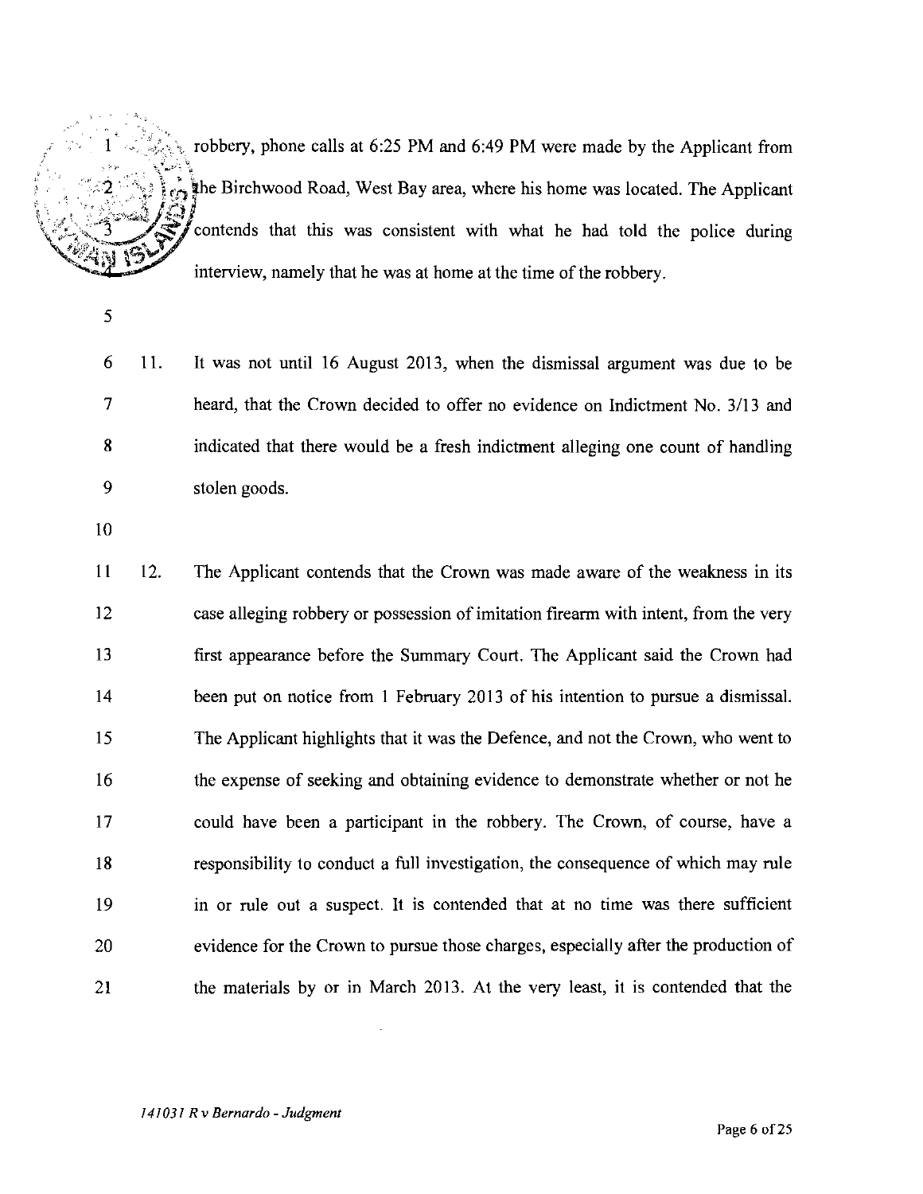robbery, phone calls at 6:25 PM and 6:49 PM were made by the Applicant from the Birchwood Road, West Bay area, where his home was located. The Applicant contends that this was consistent with what he had told the police during interview, namely that he was at home at the time of the robbery.

11. It was not until 16 August 2013, when the dismissal argument was due to be heard, that the Crown decided to offer no evidence on Indictment No. 3/13 and indicated that there would be a fresh indictment alleging one count of handling stolen goods.

12. The Applicant contends that the Crown was made aware of the weakness in its case alleging robbery or possession of imitation firearm with intent, from the very first appearance before the Summary Court. The Applicant said the Crown had been put on notice from 1 February 2013 of his intention to pursue a dismissal. The Applicant highlights that it was the Defence, and not the Crown, who went to the expense of seeking and obtaining evidence to demonstrate whether or not he could have been a participant in the robbery. The Crown, of course, have a responsibility to conduct a full investigation, the consequence of which may rule in or rule out a suspect. It is contended that at no time was there sufficient evidence for the Crown to pursue those charges, especially after the production of the materials by or in March 2013. At the very least, it is contended that the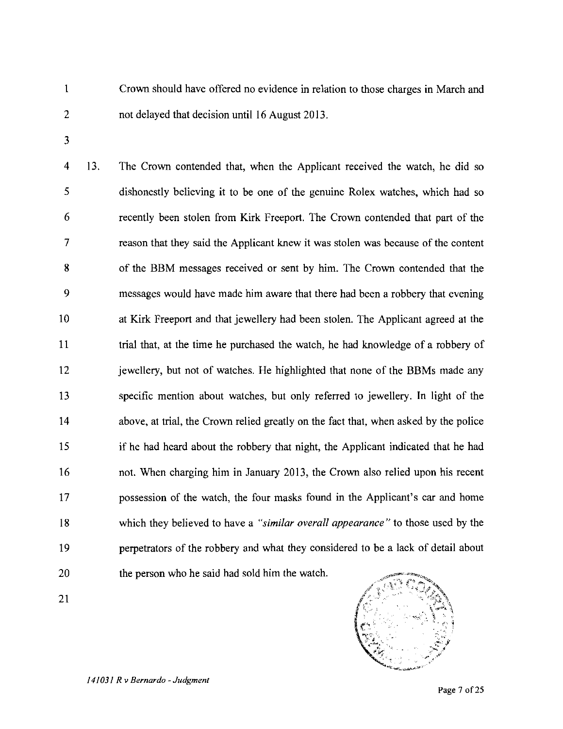Crown should have offered no evidence in relation to those charges in March and not delayed that decision until 16 August 2013.

13. The Crown contended that, when the Applicant received the watch, he did so dishonestly believing it to be one of the genuine Rolex watches, which had so recently been stolen from Kirk Freeport. The Crown contended that part of the reason that they said the Applicant knew it was stolen was because of the content of the BBM messages received or sent by him. The Crown contended that the messages would have made him aware that there had been a robbery that evening at Kirk Freeport and that jewellery had been stolen. The Applicant agreed at the trial that, at the time he purchased the watch, he had knowledge of a robbery of jewellery, but not of watches. He highlighted that none of the BBMs made any specific mention about watches, but only referred to jewellery. In light of the above, at trial, the Crown relied greatly on the fact that, when asked by the police if he had heard about the robbery that night, the Applicant indicated that he had not. When charging him in January 2013, the Crown also relied upon his recent possession of the watch, the four masks found in the Applicant's car and home which they believed to have a *"similar overall appearance"* to those used by the perpetrators of the robbery and what they considered to be a lack of detail about the person who he said had sold him the watch.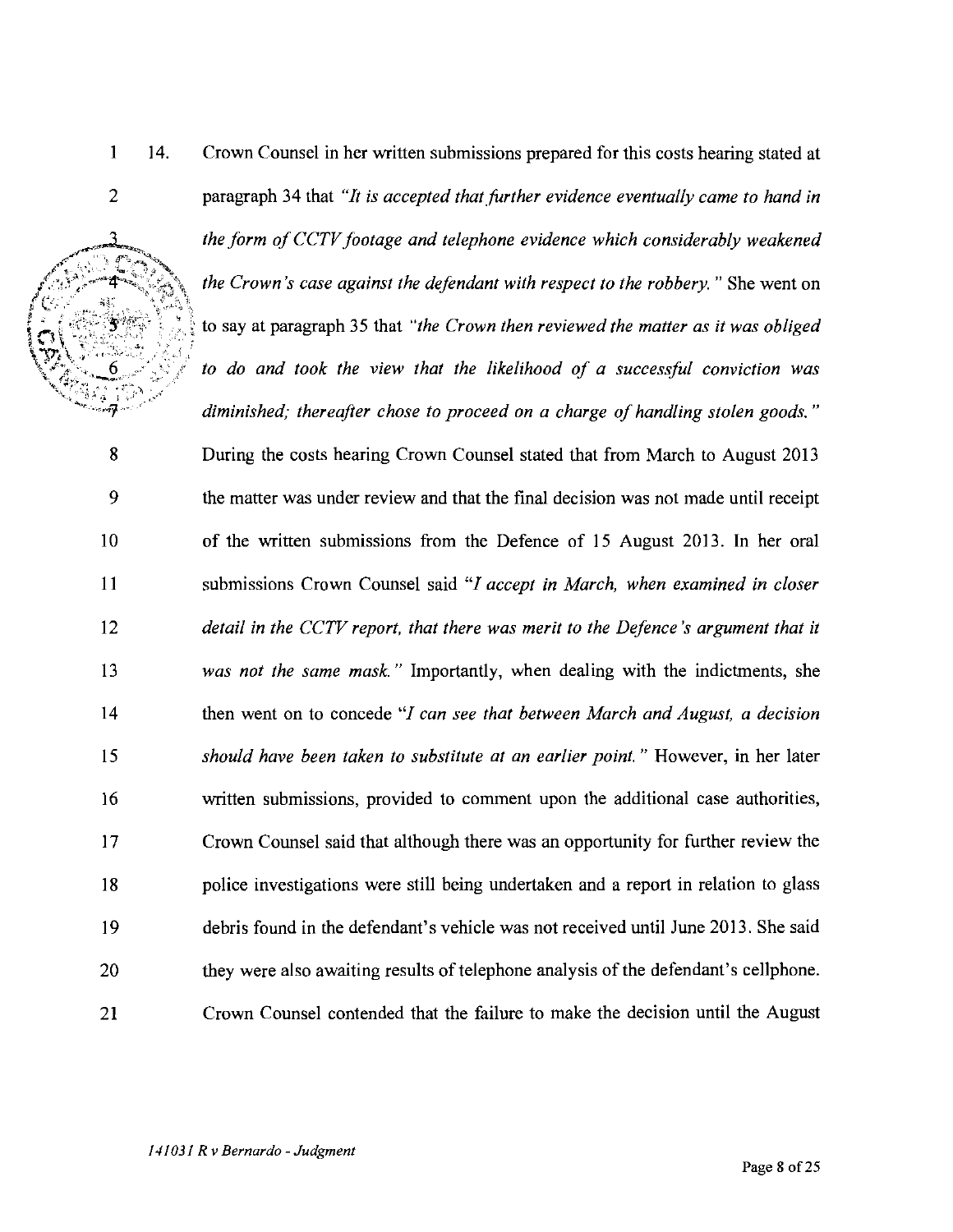14. Crown Counsel in her written submissions prepared for this costs hearing stated at paragraph 34 that *"It is accepted that further evidence eventually came to hand in the form of CCTV footage and telephone evidence which considerably weakened the Crown's case against the defendant with respect to the robbery."* She went on to say at paragraph 35 that *"the Crown then reviewed the matter as it was obliged to do and took the view that the likelihood of a successful conviction was diminished; thereafter chose to proceed on a charge of handling stolen goods."* During the costs hearing Crown Counsel stated that from March to August 2013 the matter was under review and that the final decision was not made until receipt of the written submissions from the Defence of 15 August 2013. In her oral submissions Crown Counsel said *"I accept in March, when examined in closer detail in the CCTV report, that there was merit to the Defence's argument that it was not the same mask."* Importantly, when dealing with the indictments, she then went on to concede *"I can see that between March and August, a decision should have been taken to substitute at an earlier point."* However, in her later written submissions, provided to comment upon the additional case authorities, Crown Counsel said that although there was an opportunity for further review the police investigations were still being undertaken and a report in relation to glass debris found in the defendant's vehicle was not received until June 2013. She said they were also awaiting results of telephone analysis of the defendant's cellphone. Crown Counsel contended that the failure to make the decision until the August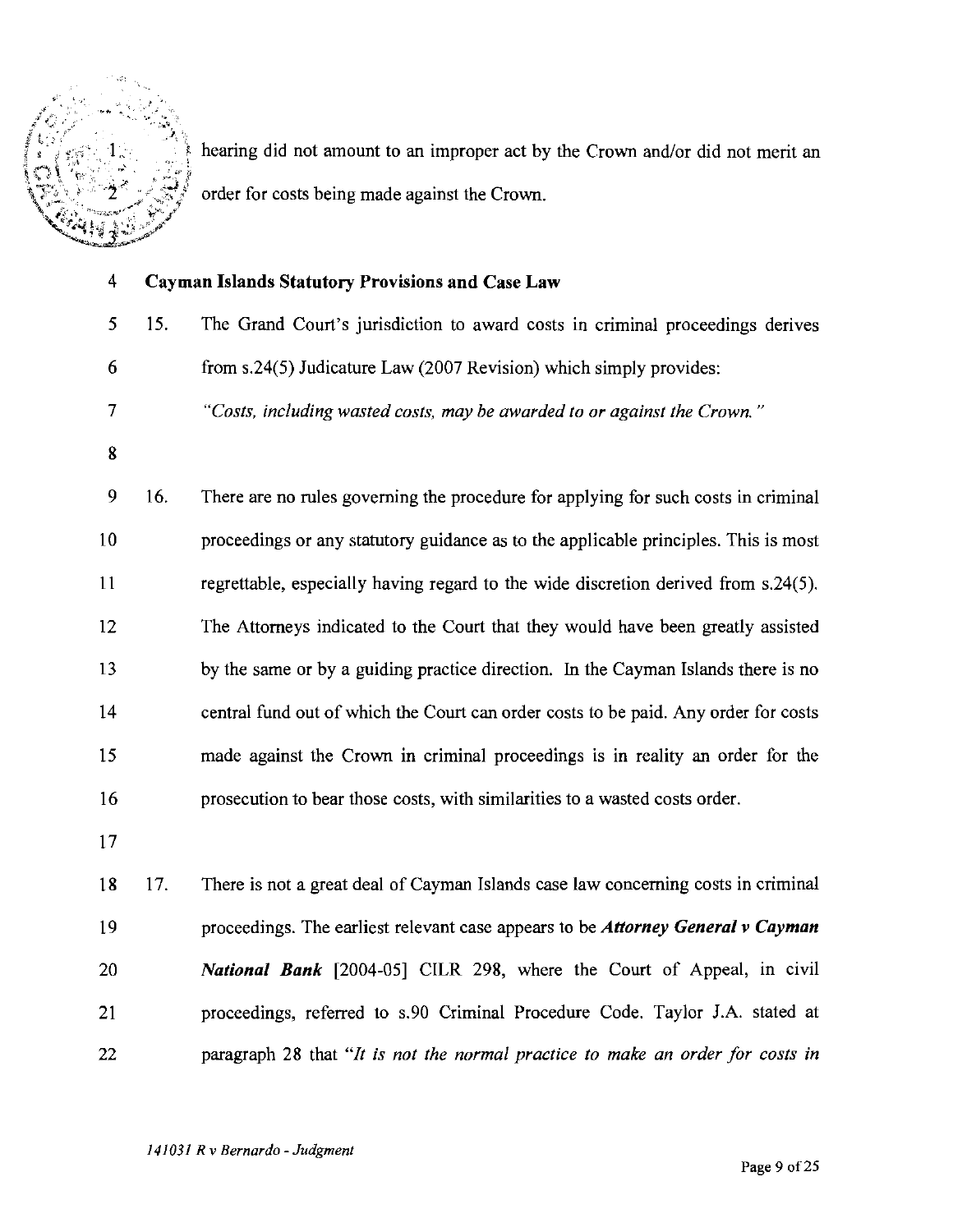hearing did not amount to an improper act by the Crown and/or did not merit an order for costs being made against the Crown.

## Cayman Islands Statutory Provisions and Case Law

15. The Grand Court's jurisdiction to award costs in criminal proceedings derives from s.24(5) Judicature Law (2007 Revision) which simply provides:

    *"Costs, including wasted costs, may be awarded to or against the Crown."*

16. There are no rules governing the procedure for applying for such costs in criminal proceedings or any statutory guidance as to the applicable principles. This is most regrettable, especially having regard to the wide discretion derived from s.24(5). The Attorneys indicated to the Court that they would have been greatly assisted by the same or by a guiding practice direction. In the Cayman Islands there is no central fund out of which the Court can order costs to be paid. Any order for costs made against the Crown in criminal proceedings is in reality an order for the prosecution to bear those costs, with similarities to a wasted costs order.

17. There is not a great deal of Cayman Islands case law concerning costs in criminal proceedings. The earliest relevant case appears to be ***Attorney General v Cayman National Bank*** [2004-05] CILR 298, where the Court of Appeal, in civil proceedings, referred to s.90 Criminal Procedure Code. Taylor J.A. stated at paragraph 28 that "*It is not the normal practice to make an order for costs in*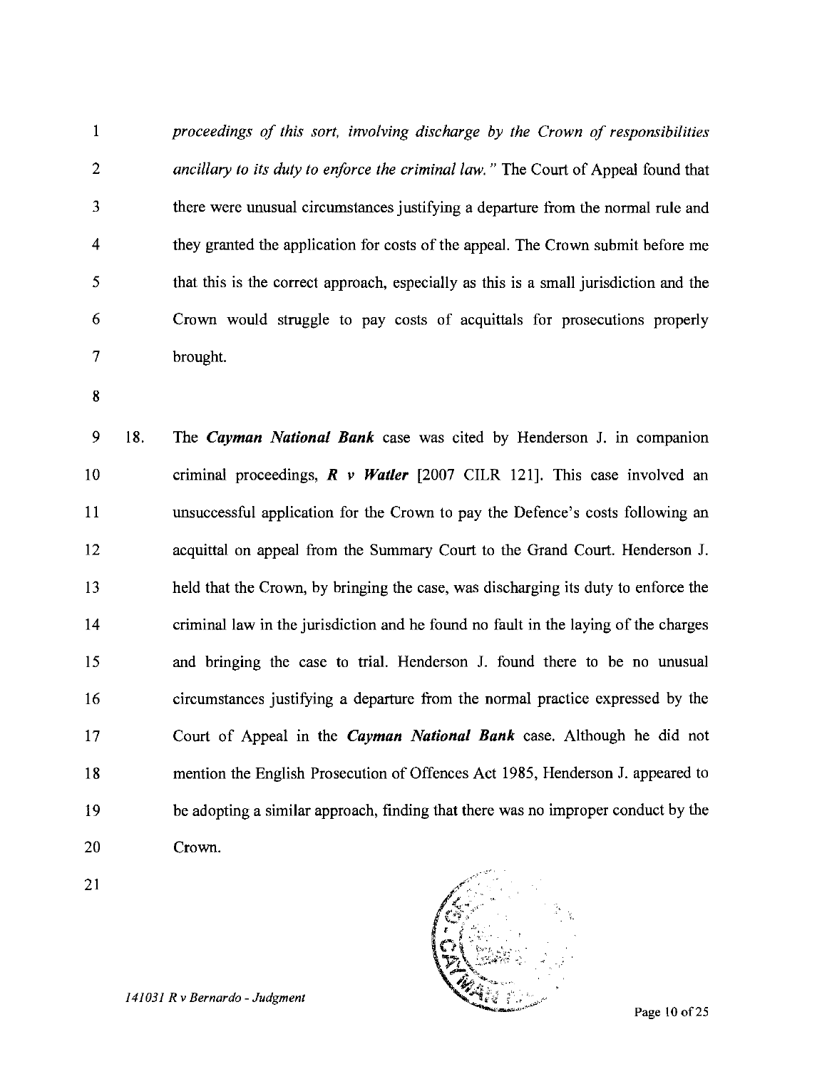*proceedings of this sort, involving discharge by the Crown of responsibilities ancillary to its duty to enforce the criminal law."* The Court of Appeal found that there were unusual circumstances justifying a departure from the normal rule and they granted the application for costs of the appeal. The Crown submit before me that this is the correct approach, especially as this is a small jurisdiction and the Crown would struggle to pay costs of acquittals for prosecutions properly brought.

18. The ***Cayman National Bank*** case was cited by Henderson J. in companion criminal proceedings, ***R v Watler*** [2007 CILR 121]. This case involved an unsuccessful application for the Crown to pay the Defence's costs following an acquittal on appeal from the Summary Court to the Grand Court. Henderson J. held that the Crown, by bringing the case, was discharging its duty to enforce the criminal law in the jurisdiction and he found no fault in the laying of the charges and bringing the case to trial. Henderson J. found there to be no unusual circumstances justifying a departure from the normal practice expressed by the Court of Appeal in the ***Cayman National Bank*** case. Although he did not mention the English Prosecution of Offences Act 1985, Henderson J. appeared to be adopting a similar approach, finding that there was no improper conduct by the Crown.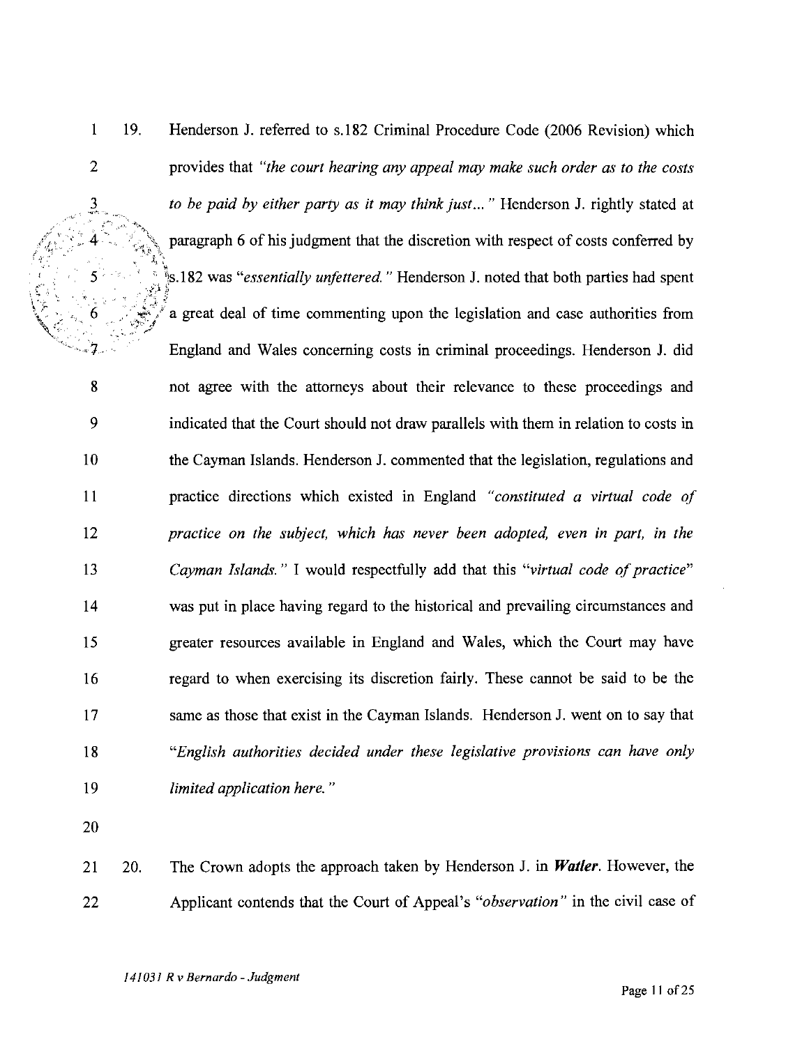19. Henderson J. referred to s.182 Criminal Procedure Code (2006 Revision) which provides that *"the court hearing any appeal may make such order as to the costs to be paid by either party as it may think just..."* Henderson J. rightly stated at paragraph 6 of his judgment that the discretion with respect of costs conferred by s.182 was *"essentially unfettered."* Henderson J. noted that both parties had spent a great deal of time commenting upon the legislation and case authorities from England and Wales concerning costs in criminal proceedings. Henderson J. did not agree with the attorneys about their relevance to these proceedings and indicated that the Court should not draw parallels with them in relation to costs in the Cayman Islands. Henderson J. commented that the legislation, regulations and practice directions which existed in England *"constituted a virtual code of practice on the subject, which has never been adopted, even in part, in the Cayman Islands."* I would respectfully add that this *"virtual code of practice"* was put in place having regard to the historical and prevailing circumstances and greater resources available in England and Wales, which the Court may have regard to when exercising its discretion fairly. These cannot be said to be the same as those that exist in the Cayman Islands. Henderson J. went on to say that *"English authorities decided under these legislative provisions can have only limited application here."*

20. The Crown adopts the approach taken by Henderson J. in ***Watler***. However, the Applicant contends that the Court of Appeal's *"observation"* in the civil case of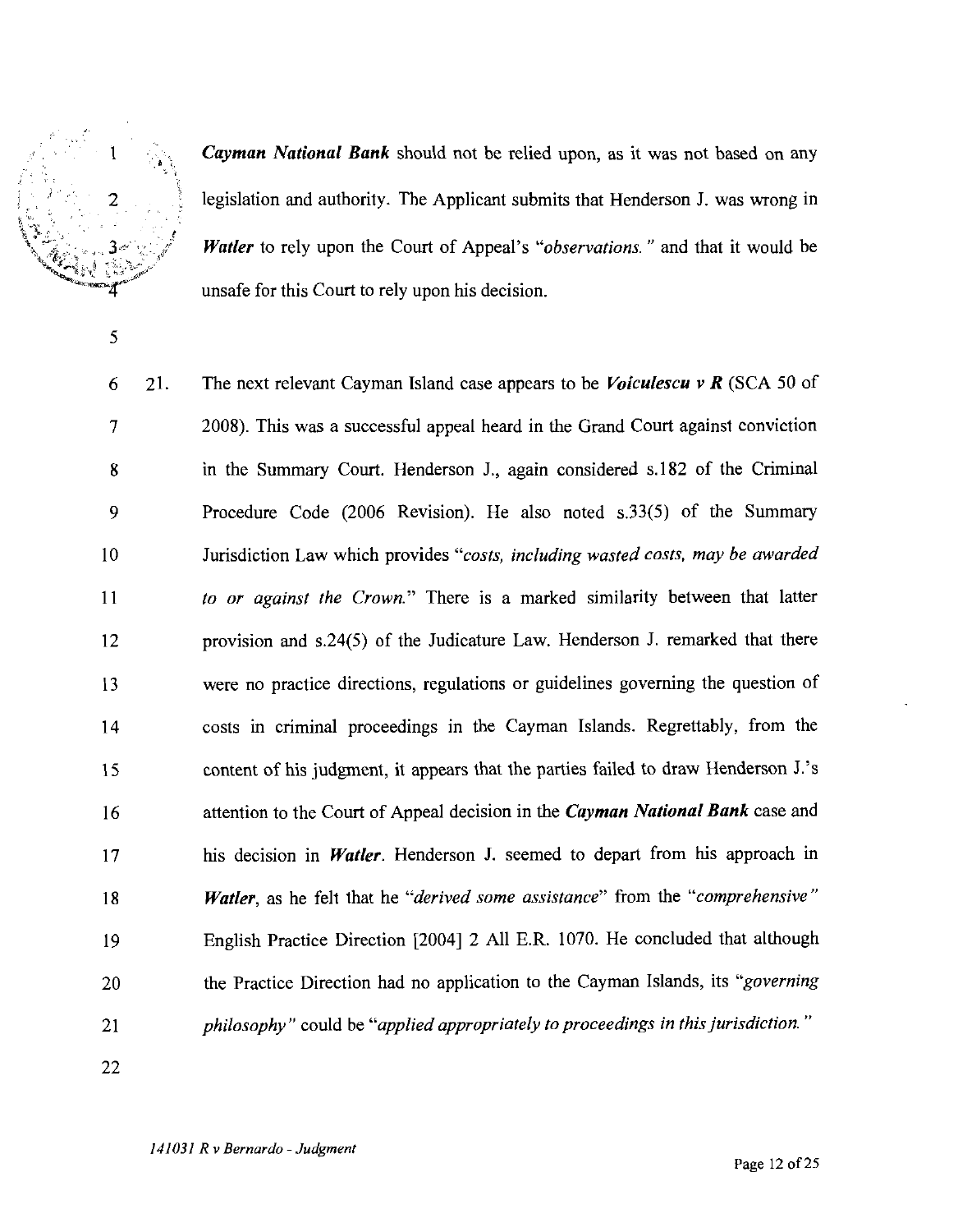***Cayman National Bank*** should not be relied upon, as it was not based on any legislation and authority. The Applicant submits that Henderson J. was wrong in ***Watler*** to rely upon the Court of Appeal's "*observations.*" and that it would be unsafe for this Court to rely upon his decision.

21. The next relevant Cayman Island case appears to be ***Voiculescu v R*** (SCA 50 of 2008). This was a successful appeal heard in the Grand Court against conviction in the Summary Court. Henderson J., again considered s.182 of the Criminal Procedure Code (2006 Revision). He also noted s.33(5) of the Summary Jurisdiction Law which provides "*costs, including wasted costs, may be awarded to or against the Crown.*" There is a marked similarity between that latter provision and s.24(5) of the Judicature Law. Henderson J. remarked that there were no practice directions, regulations or guidelines governing the question of costs in criminal proceedings in the Cayman Islands. Regrettably, from the content of his judgment, it appears that the parties failed to draw Henderson J.'s attention to the Court of Appeal decision in the ***Cayman National Bank*** case and his decision in ***Watler***. Henderson J. seemed to depart from his approach in ***Watler***, as he felt that he "*derived some assistance*" from the "*comprehensive*" English Practice Direction [2004] 2 All E.R. 1070. He concluded that although the Practice Direction had no application to the Cayman Islands, its "*governing philosophy*" could be "*applied appropriately to proceedings in this jurisdiction.*"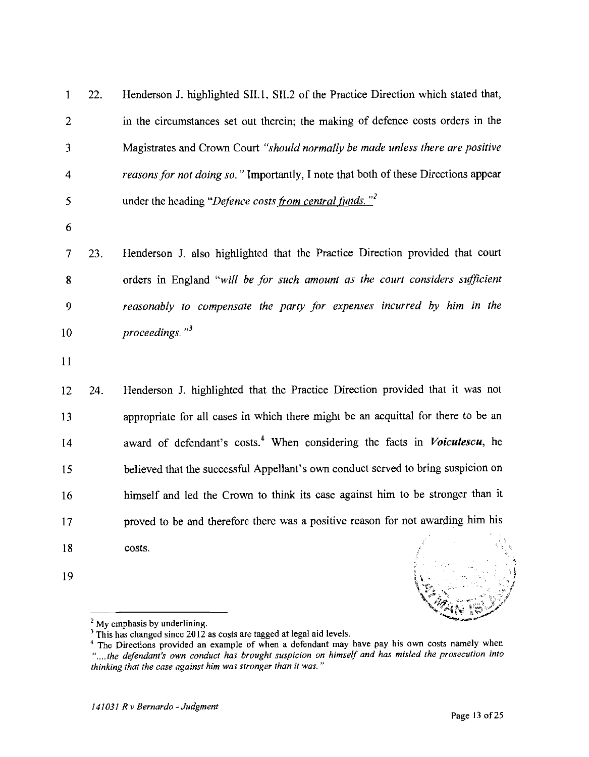22. Henderson J. highlighted SII.1, SII.2 of the Practice Direction which stated that, in the circumstances set out therein; the making of defence costs orders in the Magistrates and Crown Court *"should normally be made unless there are positive reasons for not doing so."* Importantly, I note that both of these Directions appear under the heading *"Defence costs <u>from central funds.</u>"*[2]

23. Henderson J. also highlighted that the Practice Direction provided that court orders in England *"will be for such amount as the court considers sufficient reasonably to compensate the party for expenses incurred by him in the proceedings."*[3]

24. Henderson J. highlighted that the Practice Direction provided that it was not appropriate for all cases in which there might be an acquittal for there to be an award of defendant's costs.[4] When considering the facts in ***Voiculescu***, he believed that the successful Appellant's own conduct served to bring suspicion on himself and led the Crown to think its case against him to be stronger than it proved to be and therefore there was a positive reason for not awarding him his costs.

---

[2] My emphasis by underlining.

[3] This has changed since 2012 as costs are tagged at legal aid levels.

[4] The Directions provided an example of when a defendant may have pay his own costs namely when *"....the defendant's own conduct has brought suspicion on himself and has misled the prosecution into thinking that the case against him was stronger than it was."*

*141031 R v Bernardo - Judgment*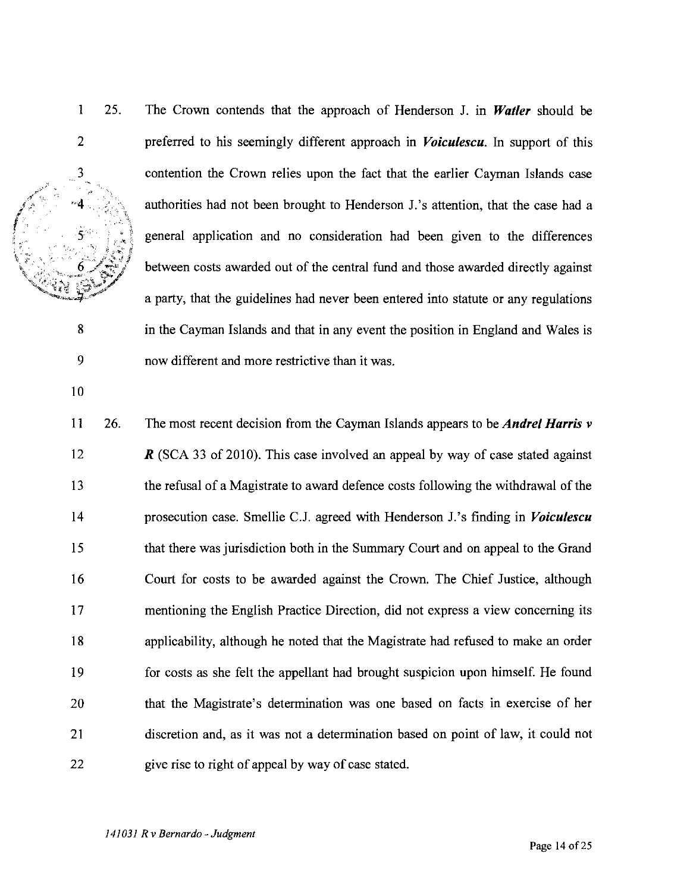25. The Crown contends that the approach of Henderson J. in ***Watler*** should be preferred to his seemingly different approach in ***Voiculescu***. In support of this contention the Crown relies upon the fact that the earlier Cayman Islands case authorities had not been brought to Henderson J.'s attention, that the case had a general application and no consideration had been given to the differences between costs awarded out of the central fund and those awarded directly against a party, that the guidelines had never been entered into statute or any regulations in the Cayman Islands and that in any event the position in England and Wales is now different and more restrictive than it was.

26. The most recent decision from the Cayman Islands appears to be ***Andrel Harris v R*** (SCA 33 of 2010). This case involved an appeal by way of case stated against the refusal of a Magistrate to award defence costs following the withdrawal of the prosecution case. Smellie C.J. agreed with Henderson J.'s finding in ***Voiculescu*** that there was jurisdiction both in the Summary Court and on appeal to the Grand Court for costs to be awarded against the Crown. The Chief Justice, although mentioning the English Practice Direction, did not express a view concerning its applicability, although he noted that the Magistrate had refused to make an order for costs as she felt the appellant had brought suspicion upon himself. He found that the Magistrate's determination was one based on facts in exercise of her discretion and, as it was not a determination based on point of law, it could not give rise to right of appeal by way of case stated.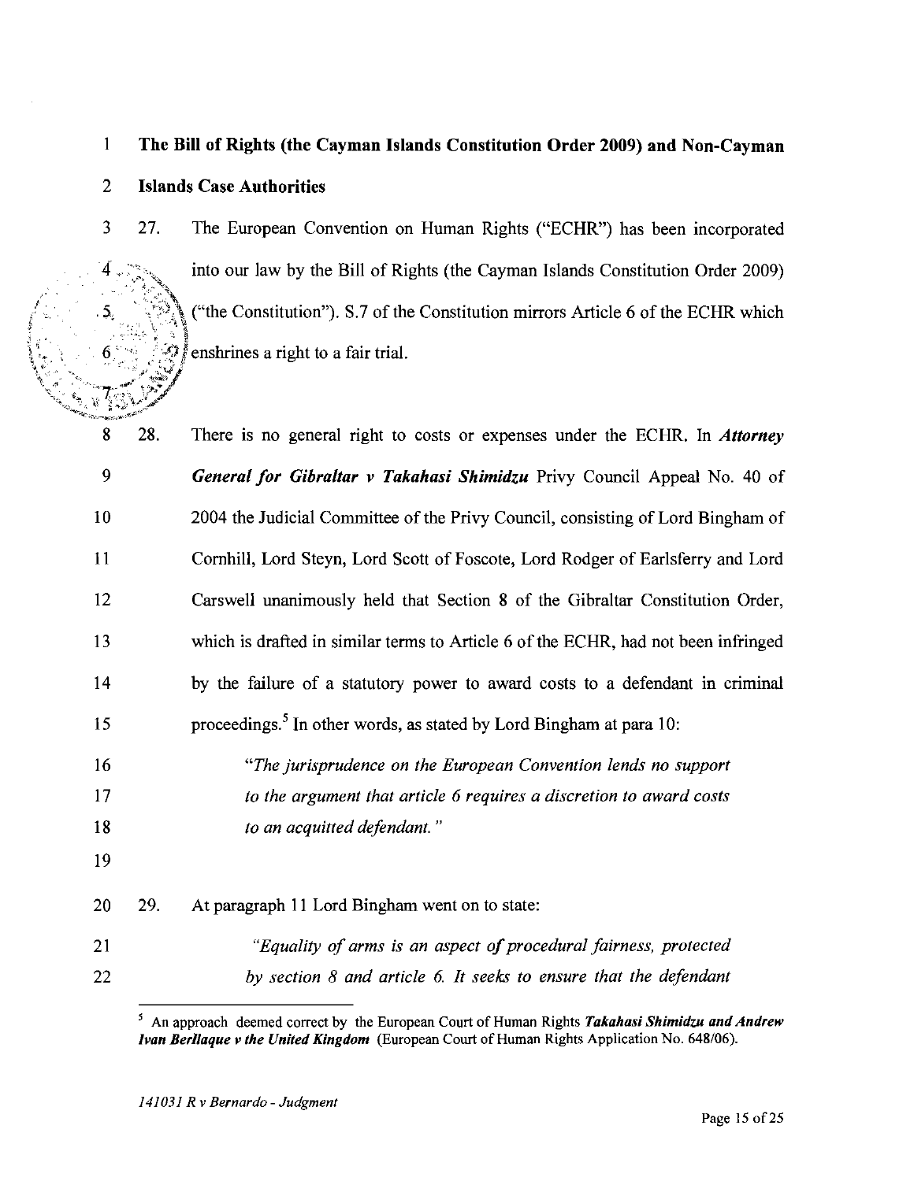**The Bill of Rights (the Cayman Islands Constitution Order 2009) and Non-Cayman Islands Case Authorities**

27. The European Convention on Human Rights ("ECHR") has been incorporated into our law by the Bill of Rights (the Cayman Islands Constitution Order 2009) ("the Constitution"). S.7 of the Constitution mirrors Article 6 of the ECHR which enshrines a right to a fair trial.

28. There is no general right to costs or expenses under the ECHR. In ***Attorney General for Gibraltar v Takahasi Shimidzu*** Privy Council Appeal No. 40 of 2004 the Judicial Committee of the Privy Council, consisting of Lord Bingham of Cornhill, Lord Steyn, Lord Scott of Foscote, Lord Rodger of Earlsferry and Lord Carswell unanimously held that Section 8 of the Gibraltar Constitution Order, which is drafted in similar terms to Article 6 of the ECHR, had not been infringed by the failure of a statutory power to award costs to a defendant in criminal proceedings.[5] In other words, as stated by Lord Bingham at para 10:

> *"The jurisprudence on the European Convention lends no support to the argument that article 6 requires a discretion to award costs to an acquitted defendant."*

29. At paragraph 11 Lord Bingham went on to state:

> *"Equality of arms is an aspect of procedural fairness, protected by section 8 and article 6. It seeks to ensure that the defendant*

---

[5] An approach deemed correct by the European Court of Human Rights ***Takahasi Shimidzu and Andrew Ivan Berllaque v the United Kingdom*** (European Court of Human Rights Application No. 648/06).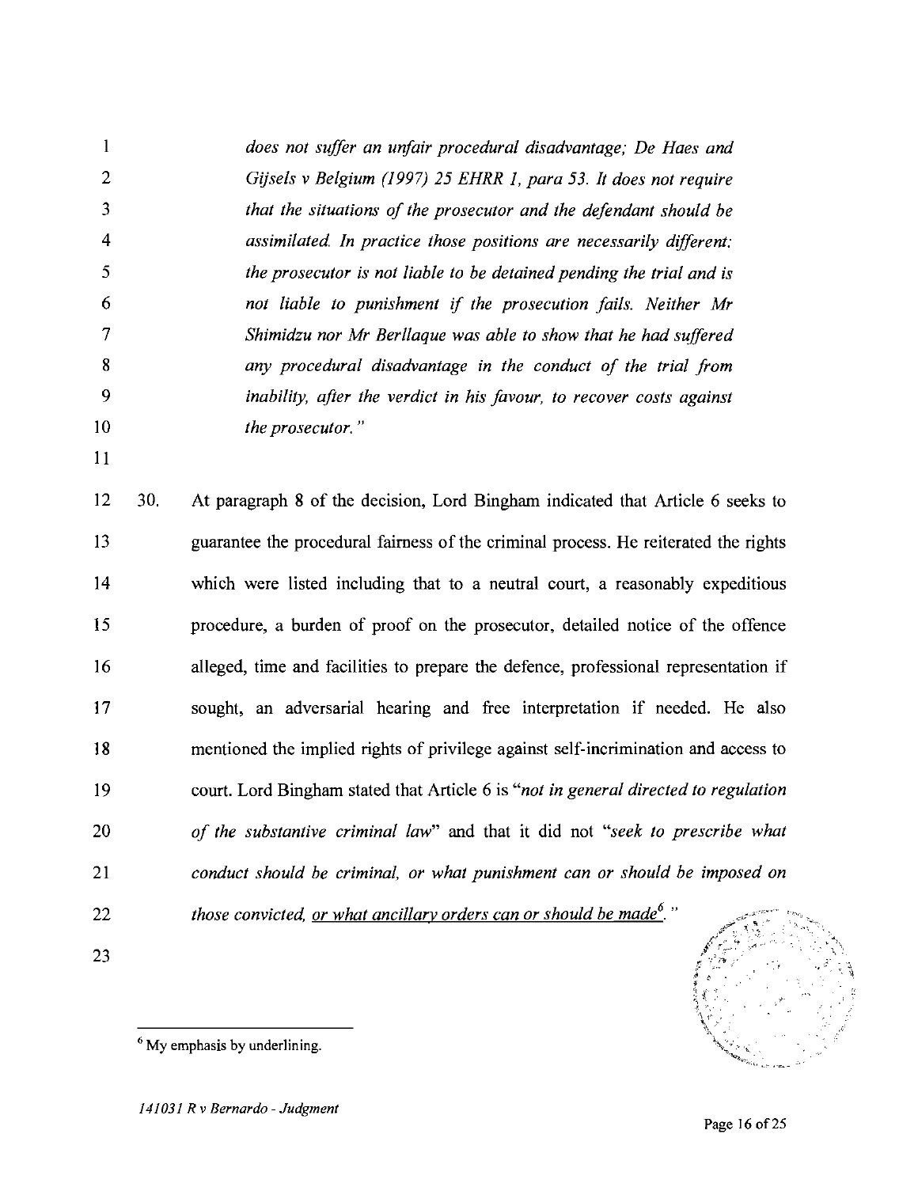*does not suffer an unfair procedural disadvantage; De Haes and Gijsels v Belgium (1997) 25 EHRR 1, para 53. It does not require that the situations of the prosecutor and the defendant should be assimilated. In practice those positions are necessarily different: the prosecutor is not liable to be detained pending the trial and is not liable to punishment if the prosecution fails. Neither Mr Shimidzu nor Mr Berllaque was able to show that he had suffered any procedural disadvantage in the conduct of the trial from inability, after the verdict in his favour, to recover costs against the prosecutor.*"

30. At paragraph 8 of the decision, Lord Bingham indicated that Article 6 seeks to guarantee the procedural fairness of the criminal process. He reiterated the rights which were listed including that to a neutral court, a reasonably expeditious procedure, a burden of proof on the prosecutor, detailed notice of the offence alleged, time and facilities to prepare the defence, professional representation if sought, an adversarial hearing and free interpretation if needed. He also mentioned the implied rights of privilege against self-incrimination and access to court. Lord Bingham stated that Article 6 is "*not in general directed to regulation of the substantive criminal law*" and that it did not "*seek to prescribe what conduct should be criminal, or what punishment can or should be imposed on those convicted, <u>or what ancillary orders can or should be made</u>*[6]."

[6] My emphasis by underlining.

*141031 R v Bernardo - Judgment*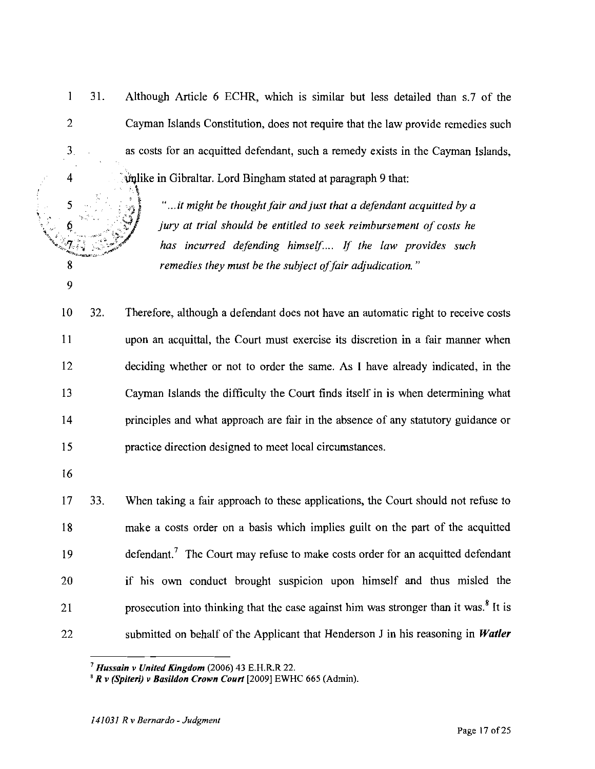31. Although Article 6 ECHR, which is similar but less detailed than s.7 of the Cayman Islands Constitution, does not require that the law provide remedies such as costs for an acquitted defendant, such a remedy exists in the Cayman Islands, unlike in Gibraltar. Lord Bingham stated at paragraph 9 that:

> *"…it might be thought fair and just that a defendant acquitted by a jury at trial should be entitled to seek reimbursement of costs he has incurred defending himself…. If the law provides such remedies they must be the subject of fair adjudication."*

32. Therefore, although a defendant does not have an automatic right to receive costs upon an acquittal, the Court must exercise its discretion in a fair manner when deciding whether or not to order the same. As I have already indicated, in the Cayman Islands the difficulty the Court finds itself in is when determining what principles and what approach are fair in the absence of any statutory guidance or practice direction designed to meet local circumstances.

33. When taking a fair approach to these applications, the Court should not refuse to make a costs order on a basis which implies guilt on the part of the acquitted defendant.[7] The Court may refuse to make costs order for an acquitted defendant if his own conduct brought suspicion upon himself and thus misled the prosecution into thinking that the case against him was stronger than it was.[8] It is submitted on behalf of the Applicant that Henderson J in his reasoning in ***Watler***

---

[7] ***Hussain v United Kingdom*** (2006) 43 E.H.R.R 22.

[8] ***R v (Spiteri) v Basildon Crown Court*** [2009] EWHC 665 (Admin).

*141031 R v Bernardo - Judgment*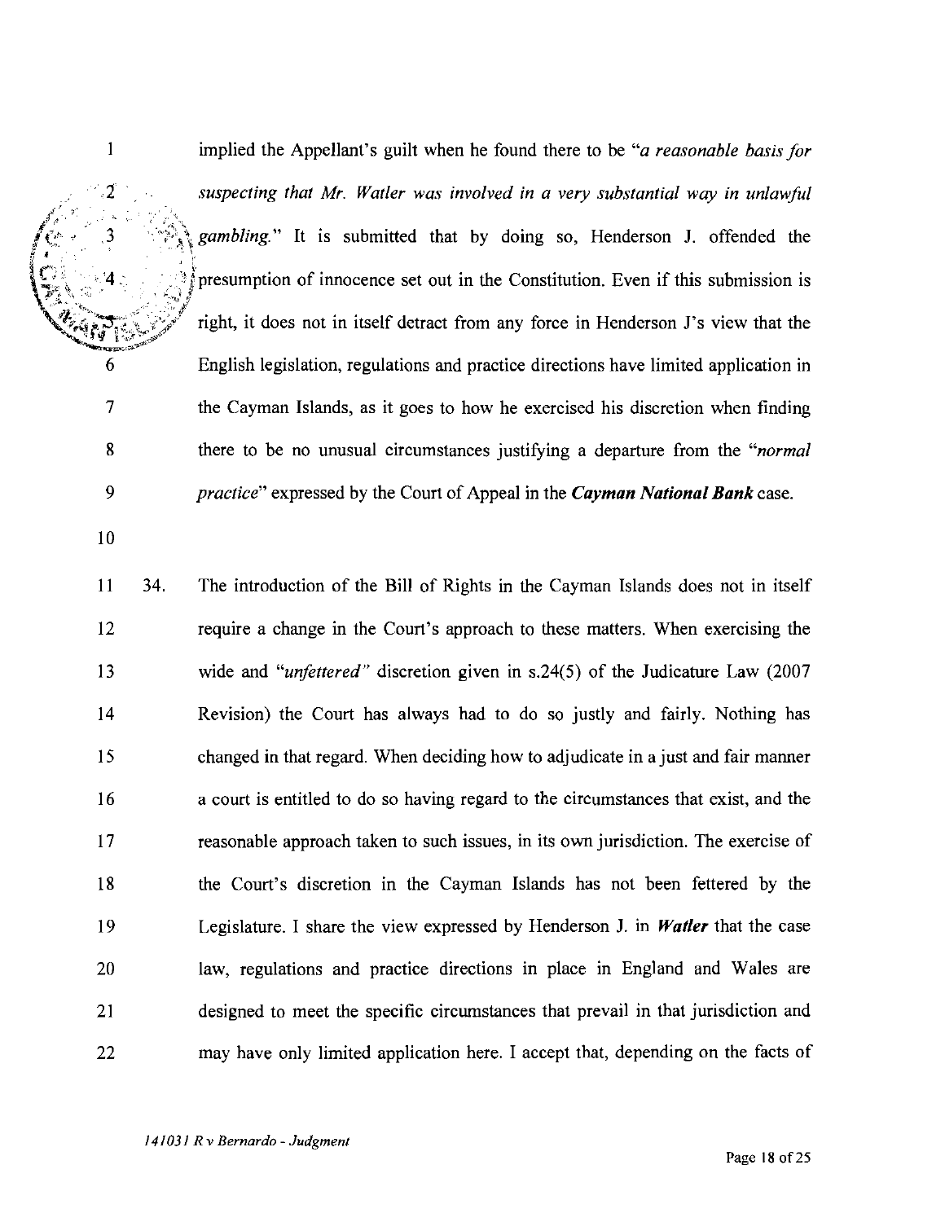implied the Appellant's guilt when he found there to be "*a reasonable basis for suspecting that Mr. Watler was involved in a very substantial way in unlawful gambling.*" It is submitted that by doing so, Henderson J. offended the presumption of innocence set out in the Constitution. Even if this submission is right, it does not in itself detract from any force in Henderson J's view that the English legislation, regulations and practice directions have limited application in the Cayman Islands, as it goes to how he exercised his discretion when finding there to be no unusual circumstances justifying a departure from the "*normal practice*" expressed by the Court of Appeal in the ***Cayman National Bank*** case.

34. The introduction of the Bill of Rights in the Cayman Islands does not in itself require a change in the Court's approach to these matters. When exercising the wide and "*unfettered*" discretion given in s.24(5) of the Judicature Law (2007 Revision) the Court has always had to do so justly and fairly. Nothing has changed in that regard. When deciding how to adjudicate in a just and fair manner a court is entitled to do so having regard to the circumstances that exist, and the reasonable approach taken to such issues, in its own jurisdiction. The exercise of the Court's discretion in the Cayman Islands has not been fettered by the Legislature. I share the view expressed by Henderson J. in ***Watler*** that the case law, regulations and practice directions in place in England and Wales are designed to meet the specific circumstances that prevail in that jurisdiction and may have only limited application here. I accept that, depending on the facts of

*141031 R v Bernardo - Judgment*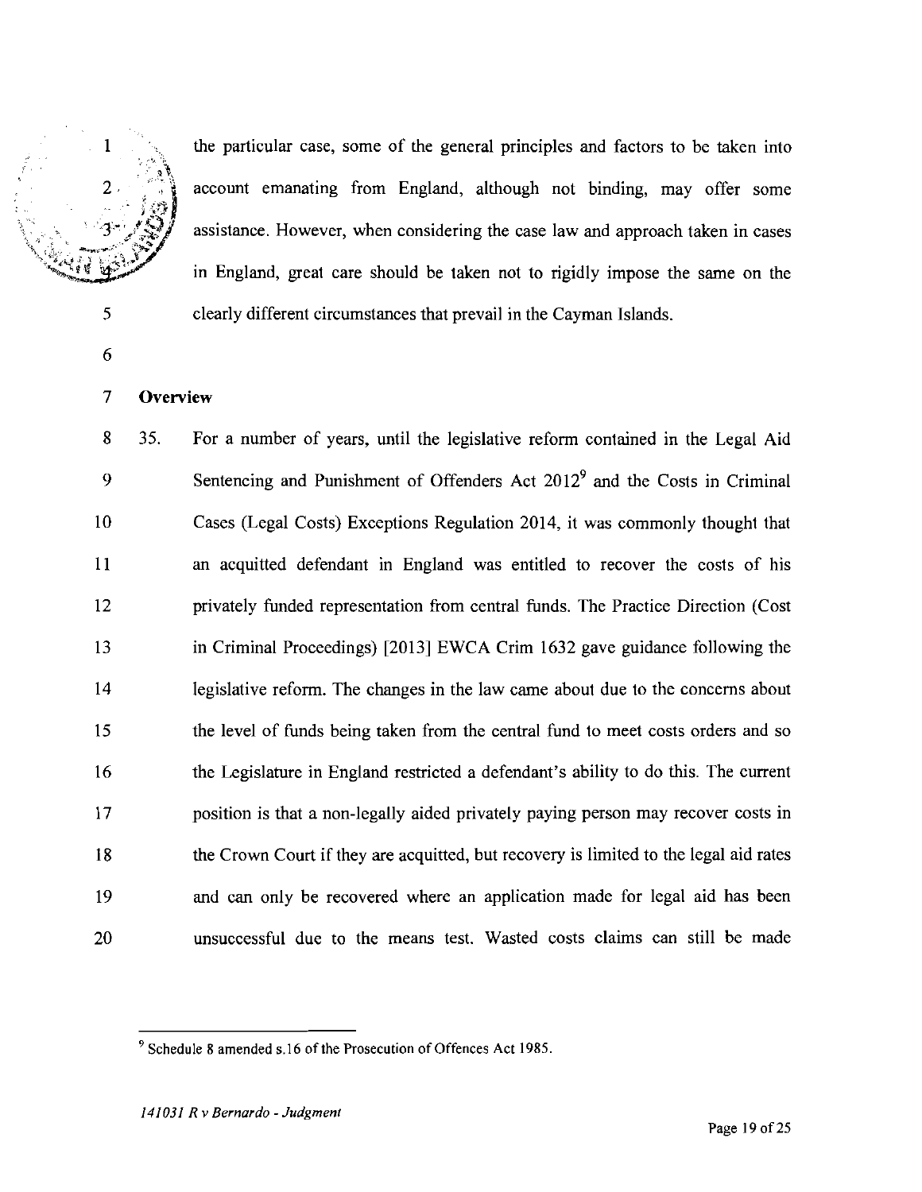the particular case, some of the general principles and factors to be taken into account emanating from England, although not binding, may offer some assistance. However, when considering the case law and approach taken in cases in England, great care should be taken not to rigidly impose the same on the clearly different circumstances that prevail in the Cayman Islands.

**Overview**

35. For a number of years, until the legislative reform contained in the Legal Aid Sentencing and Punishment of Offenders Act 2012[9] and the Costs in Criminal Cases (Legal Costs) Exceptions Regulation 2014, it was commonly thought that an acquitted defendant in England was entitled to recover the costs of his privately funded representation from central funds. The Practice Direction (Cost in Criminal Proceedings) [2013] EWCA Crim 1632 gave guidance following the legislative reform. The changes in the law came about due to the concerns about the level of funds being taken from the central fund to meet costs orders and so the Legislature in England restricted a defendant's ability to do this. The current position is that a non-legally aided privately paying person may recover costs in the Crown Court if they are acquitted, but recovery is limited to the legal aid rates and can only be recovered where an application made for legal aid has been unsuccessful due to the means test. Wasted costs claims can still be made

---

[9] Schedule 8 amended s.16 of the Prosecution of Offences Act 1985.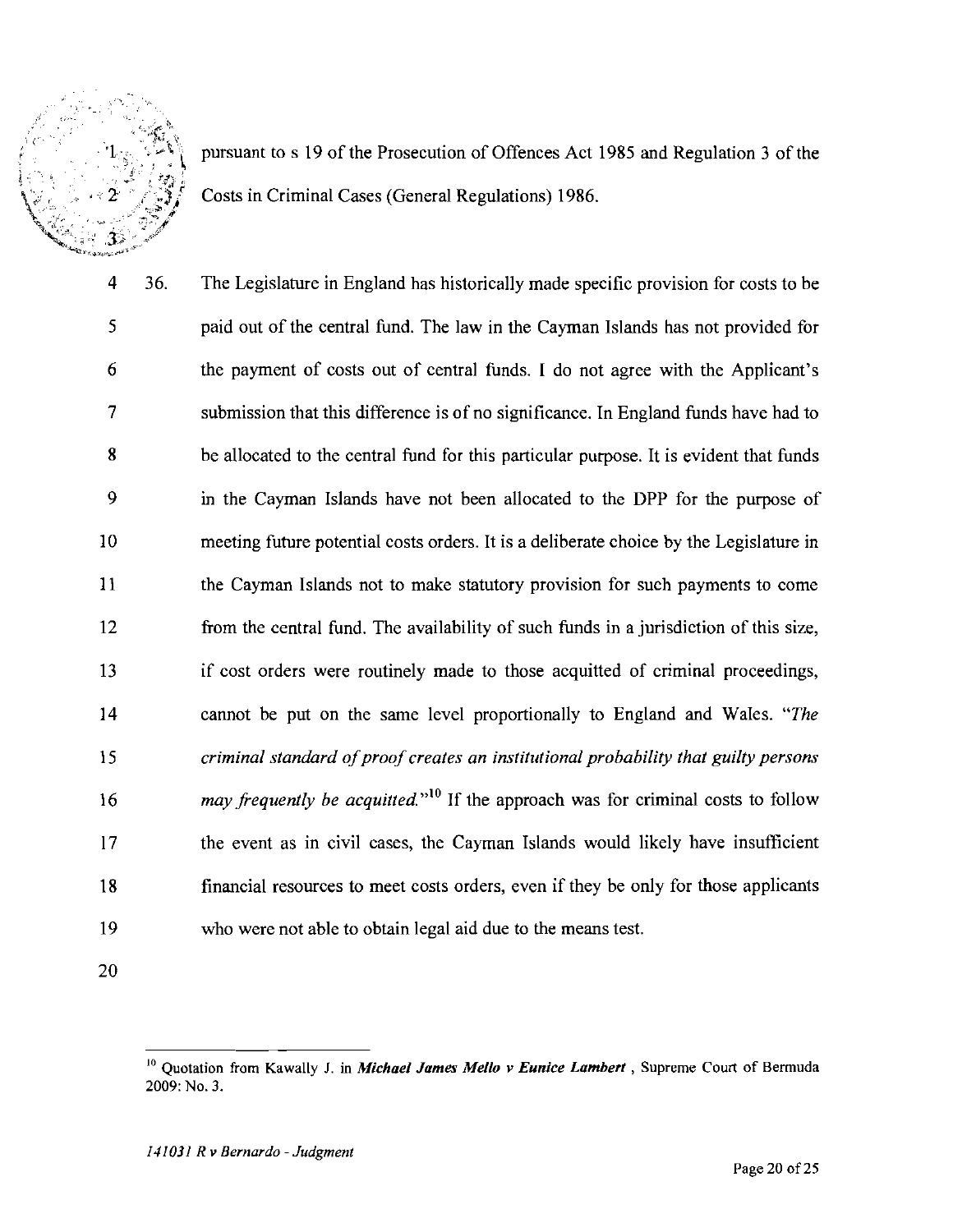pursuant to s 19 of the Prosecution of Offences Act 1985 and Regulation 3 of the Costs in Criminal Cases (General Regulations) 1986.

36. The Legislature in England has historically made specific provision for costs to be paid out of the central fund. The law in the Cayman Islands has not provided for the payment of costs out of central funds. I do not agree with the Applicant's submission that this difference is of no significance. In England funds have had to be allocated to the central fund for this particular purpose. It is evident that funds in the Cayman Islands have not been allocated to the DPP for the purpose of meeting future potential costs orders. It is a deliberate choice by the Legislature in the Cayman Islands not to make statutory provision for such payments to come from the central fund. The availability of such funds in a jurisdiction of this size, if cost orders were routinely made to those acquitted of criminal proceedings, cannot be put on the same level proportionally to England and Wales. "*The criminal standard of proof creates an institutional probability that guilty persons may frequently be acquitted.*"[10] If the approach was for criminal costs to follow the event as in civil cases, the Cayman Islands would likely have insufficient financial resources to meet costs orders, even if they be only for those applicants who were not able to obtain legal aid due to the means test.

---

[10] Quotation from Kawally J. in ***Michael James Mello v Eunice Lambert***, Supreme Court of Bermuda 2009: No. 3.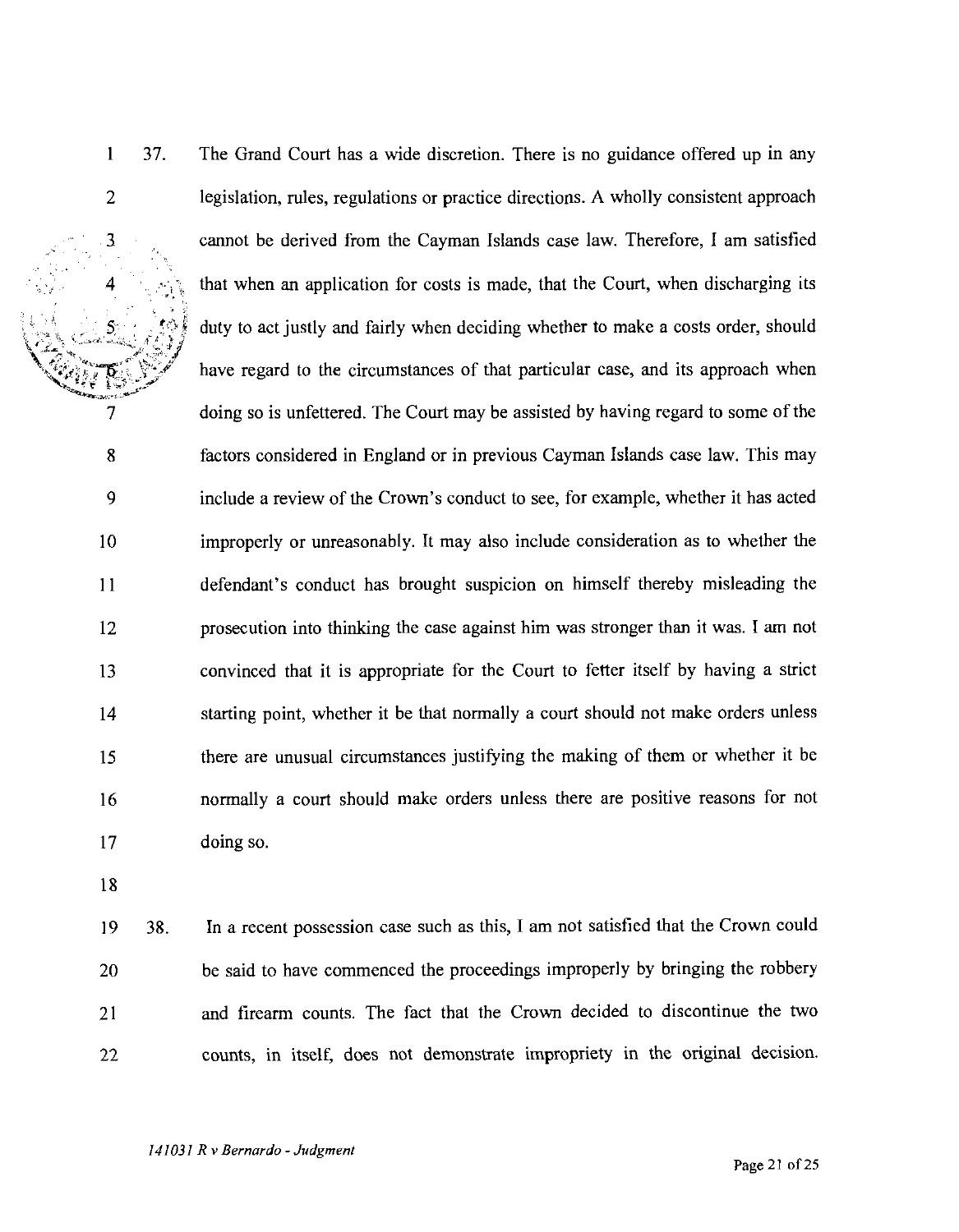37. The Grand Court has a wide discretion. There is no guidance offered up in any legislation, rules, regulations or practice directions. A wholly consistent approach cannot be derived from the Cayman Islands case law. Therefore, I am satisfied that when an application for costs is made, that the Court, when discharging its duty to act justly and fairly when deciding whether to make a costs order, should have regard to the circumstances of that particular case, and its approach when doing so is unfettered. The Court may be assisted by having regard to some of the factors considered in England or in previous Cayman Islands case law. This may include a review of the Crown's conduct to see, for example, whether it has acted improperly or unreasonably. It may also include consideration as to whether the defendant's conduct has brought suspicion on himself thereby misleading the prosecution into thinking the case against him was stronger than it was. I am not convinced that it is appropriate for the Court to fetter itself by having a strict starting point, whether it be that normally a court should not make orders unless there are unusual circumstances justifying the making of them or whether it be normally a court should make orders unless there are positive reasons for not doing so.

38. In a recent possession case such as this, I am not satisfied that the Crown could be said to have commenced the proceedings improperly by bringing the robbery and firearm counts. The fact that the Crown decided to discontinue the two counts, in itself, does not demonstrate impropriety in the original decision.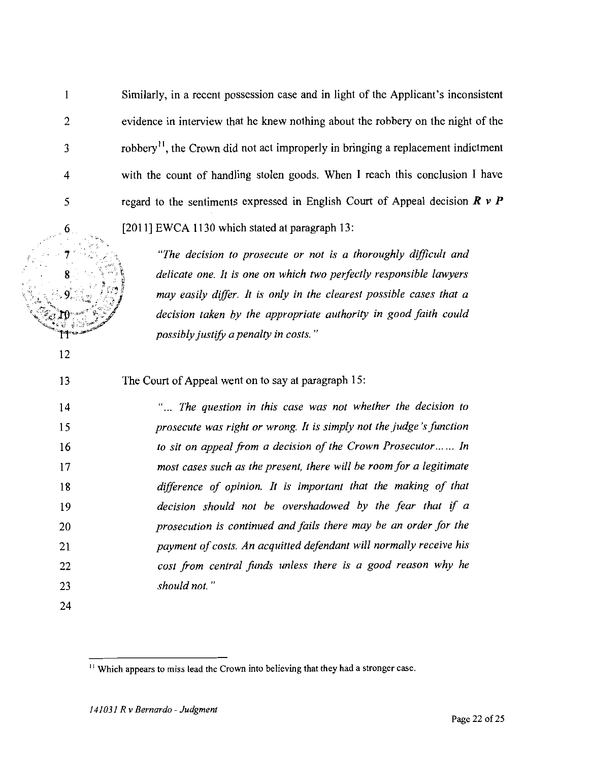Similarly, in a recent possession case and in light of the Applicant's inconsistent evidence in interview that he knew nothing about the robbery on the night of the robbery[11], the Crown did not act improperly in bringing a replacement indictment with the count of handling stolen goods. When I reach this conclusion I have regard to the sentiments expressed in English Court of Appeal decision ***R v P*** [2011] EWCA 1130 which stated at paragraph 13:

> *"The decision to prosecute or not is a thoroughly difficult and delicate one. It is one on which two perfectly responsible lawyers may easily differ. It is only in the clearest possible cases that a decision taken by the appropriate authority in good faith could possibly justify a penalty in costs."*

The Court of Appeal went on to say at paragraph 15:

> *"... The question in this case was not whether the decision to prosecute was right or wrong. It is simply not the judge's function to sit on appeal from a decision of the Crown Prosecutor...... In most cases such as the present, there will be room for a legitimate difference of opinion. It is important that the making of that decision should not be overshadowed by the fear that if a prosecution is continued and fails there may be an order for the payment of costs. An acquitted defendant will normally receive his cost from central funds unless there is a good reason why he should not."*

---

[11] Which appears to miss lead the Crown into believing that they had a stronger case.

*141031 R v Bernardo - Judgment*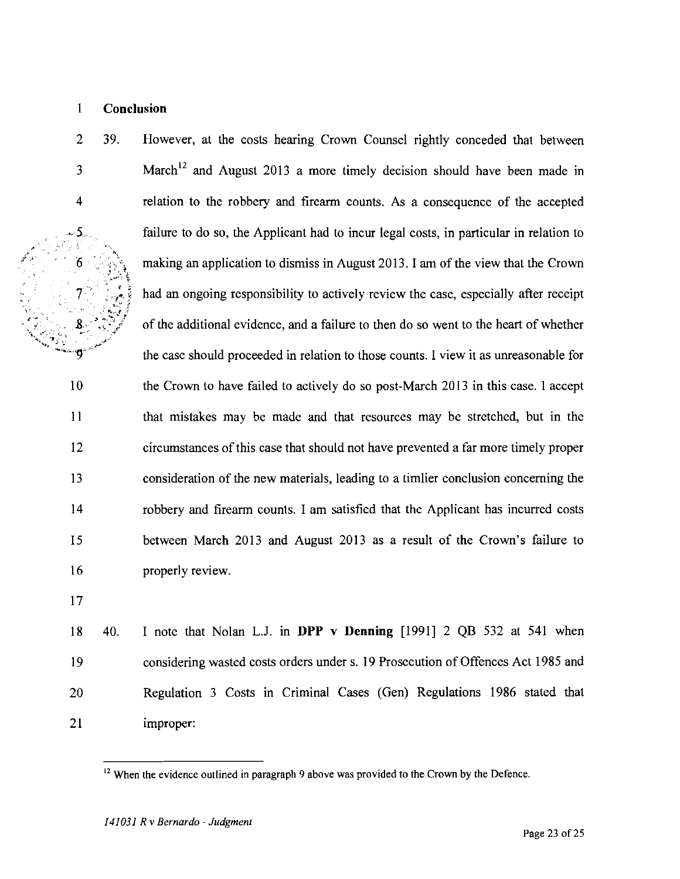**Conclusion**

39. However, at the costs hearing Crown Counsel rightly conceded that between March[12] and August 2013 a more timely decision should have been made in relation to the robbery and firearm counts. As a consequence of the accepted failure to do so, the Applicant had to incur legal costs, in particular in relation to making an application to dismiss in August 2013. I am of the view that the Crown had an ongoing responsibility to actively review the case, especially after receipt of the additional evidence, and a failure to then do so went to the heart of whether the case should proceeded in relation to those counts. I view it as unreasonable for the Crown to have failed to actively do so post-March 2013 in this case. I accept that mistakes may be made and that resources may be stretched, but in the circumstances of this case that should not have prevented a far more timely proper consideration of the new materials, leading to a timlier conclusion concerning the robbery and firearm counts. I am satisfied that the Applicant has incurred costs between March 2013 and August 2013 as a result of the Crown's failure to properly review.

40. I note that Nolan L.J. in **DPP v Denning** [1991] 2 QB 532 at 541 when considering wasted costs orders under s. 19 Prosecution of Offences Act 1985 and Regulation 3 Costs in Criminal Cases (Gen) Regulations 1986 stated that improper:

---

[12] When the evidence outlined in paragraph 9 above was provided to the Crown by the Defence.

*141031 R v Bernardo - Judgment*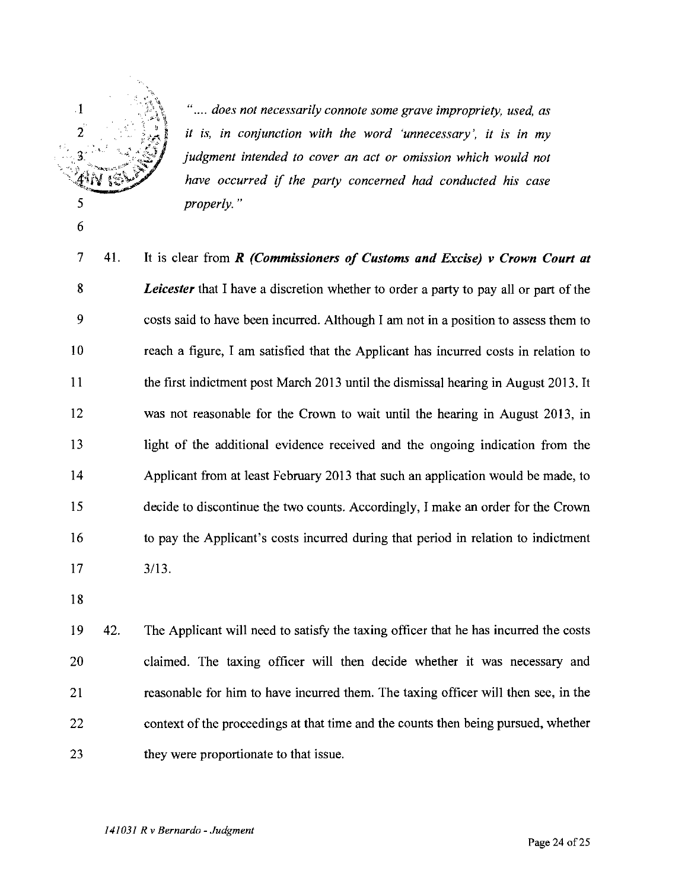> *".... does not necessarily connote some grave impropriety, used, as it is, in conjunction with the word 'unnecessary', it is in my judgment intended to cover an act or omission which would not have occurred if the party concerned had conducted his case properly."*

41. It is clear from ***R (Commissioners of Customs and Excise) v Crown Court at Leicester*** that I have a discretion whether to order a party to pay all or part of the costs said to have been incurred. Although I am not in a position to assess them to reach a figure, I am satisfied that the Applicant has incurred costs in relation to the first indictment post March 2013 until the dismissal hearing in August 2013. It was not reasonable for the Crown to wait until the hearing in August 2013, in light of the additional evidence received and the ongoing indication from the Applicant from at least February 2013 that such an application would be made, to decide to discontinue the two counts. Accordingly, I make an order for the Crown to pay the Applicant's costs incurred during that period in relation to indictment 3/13.

42. The Applicant will need to satisfy the taxing officer that he has incurred the costs claimed. The taxing officer will then decide whether it was necessary and reasonable for him to have incurred them. The taxing officer will then see, in the context of the proceedings at that time and the counts then being pursued, whether they were proportionate to that issue.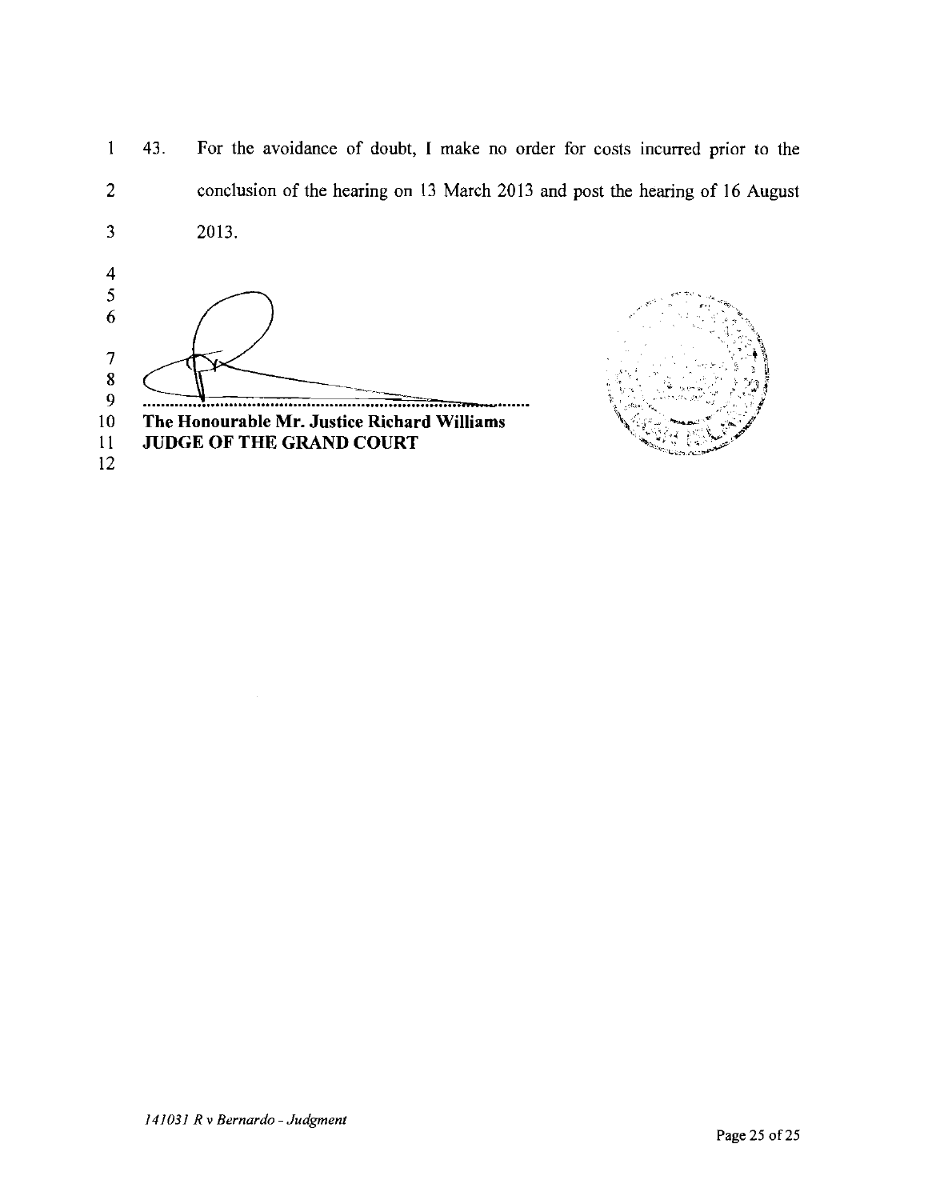43. For the avoidance of doubt, I make no order for costs incurred prior to the conclusion of the hearing on 13 March 2013 and post the hearing of 16 August 2013.

**The Honourable Mr. Justice Richard Williams**
**JUDGE OF THE GRAND COURT**